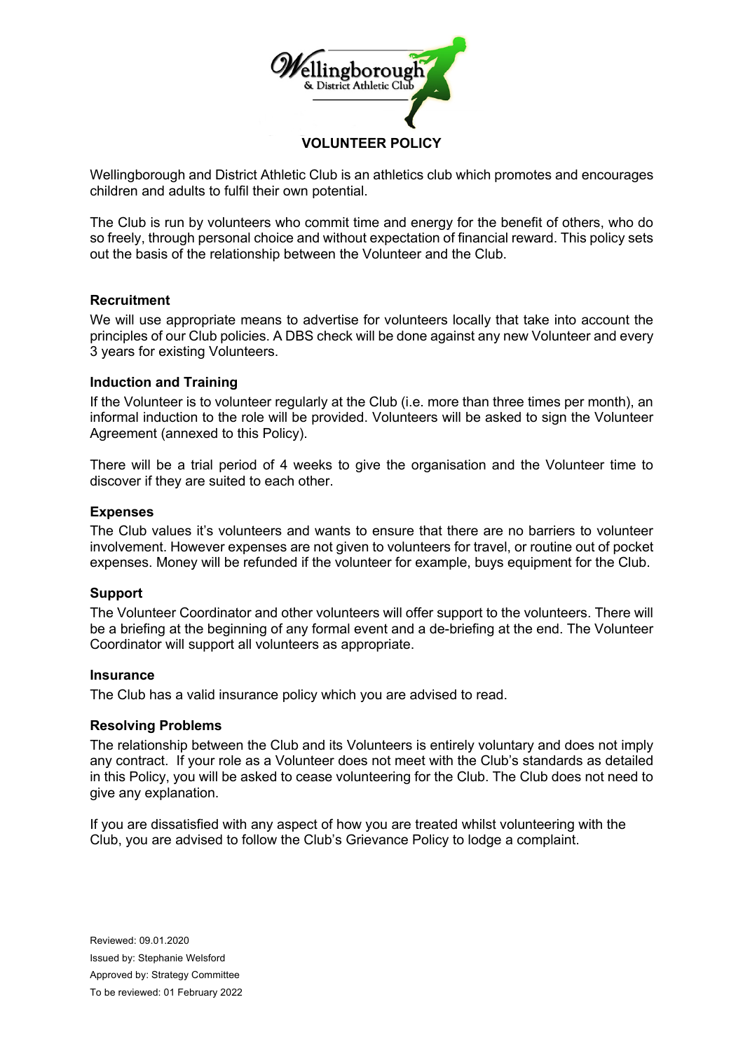# VOLUNTEER POLICY

Wellingborough and District Athletic Club is an athletics club which promotes and encourages children and adults to fulfil their own potential.

The Club is run by volunteers who commit time and energy for the benefit of others, who do so freely, through personal choice and without expectation of financial reward. This policy sets out the basis of the relationship between the Volunteer and the Club.

### Recruitment

We will use appropriate means to advertise for volunteers locally that take into account the principles of our Club policies. A DBS check will be done against any new Volunteer and every 3 years for existing Volunteers.

### Induction and Training

If the Volunteer is to volunteer regularly at the Club (i.e. more than three times per month), an informal induction to the role will be provided. Volunteers will be asked to sign the Volunteer Agreement (annexed to this Policy).

There will be a trial period of 4 weeks to give the organisation and the Volunteer time to discover if they are suited to each other.

### Expenses

The Club values it's volunteers and wants to ensure that there are no barriers to volunteer involvement. However expenses are not given to volunteers for travel, or routine out of pocket expenses. Money will be refunded if the volunteer for example, buys equipment for the Club.

### Support

The Volunteer Coordinator and other volunteers will offer support to the volunteers. There will be a briefing at the beginning of any formal event and a de-briefing at the end. The Volunteer Coordinator will support all volunteers as appropriate.

### Insurance

The Club has a valid insurance policy which you are advised to read.

### Resolving Problems

The relationship between the Club and its Volunteers is entirely voluntary and does not imply any contract. If your role as a Volunteer does not meet with the Club's standards as detailed in this Policy, you will be asked to cease volunteering for the Club. The Club does not need to give any explanation.

If you are dissatisfied with any aspect of how you are treated whilst volunteering with the Club, you are advised to follow the Club's Grievance Policy to lodge a complaint.

Reviewed: 09.01.2020
Issued by: Stephanie Welsford
Approved by: Strategy Committee
To be reviewed: 01 February 2022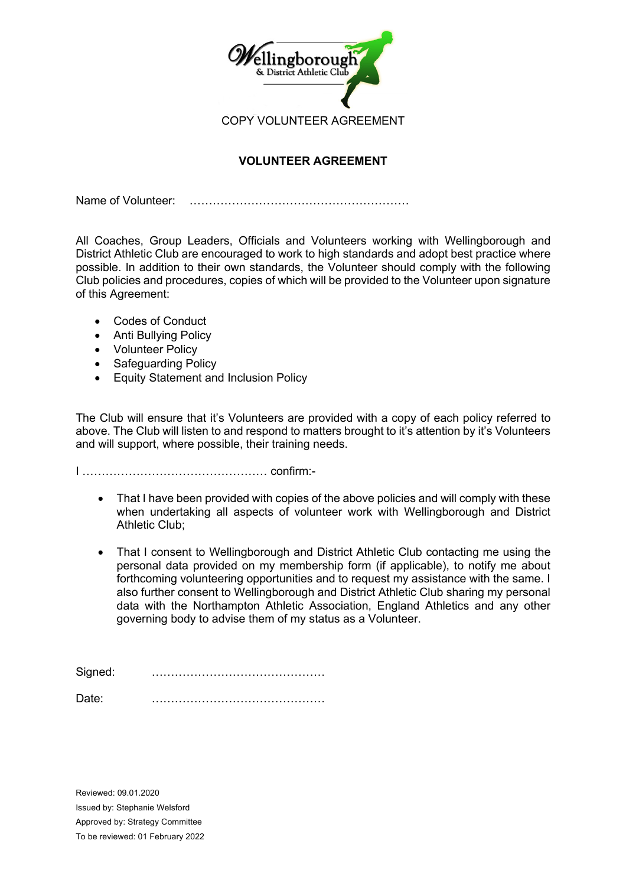COPY VOLUNTEER AGREEMENT

## VOLUNTEER AGREEMENT

Name of Volunteer: …………………………………………………

All Coaches, Group Leaders, Officials and Volunteers working with Wellingborough and District Athletic Club are encouraged to work to high standards and adopt best practice where possible. In addition to their own standards, the Volunteer should comply with the following Club policies and procedures, copies of which will be provided to the Volunteer upon signature of this Agreement:

- Codes of Conduct
- Anti Bullying Policy
- Volunteer Policy
- Safeguarding Policy
- Equity Statement and Inclusion Policy

The Club will ensure that it's Volunteers are provided with a copy of each policy referred to above. The Club will listen to and respond to matters brought to it's attention by it's Volunteers and will support, where possible, their training needs.

I ………………………………………… confirm:-

- That I have been provided with copies of the above policies and will comply with these when undertaking all aspects of volunteer work with Wellingborough and District Athletic Club;
- That I consent to Wellingborough and District Athletic Club contacting me using the personal data provided on my membership form (if applicable), to notify me about forthcoming volunteering opportunities and to request my assistance with the same. I also further consent to Wellingborough and District Athletic Club sharing my personal data with the Northampton Athletic Association, England Athletics and any other governing body to advise them of my status as a Volunteer.

Signed: ………………………………………

Date: ………………………………………

Reviewed: 09.01.2020
Issued by: Stephanie Welsford
Approved by: Strategy Committee
To be reviewed: 01 February 2022